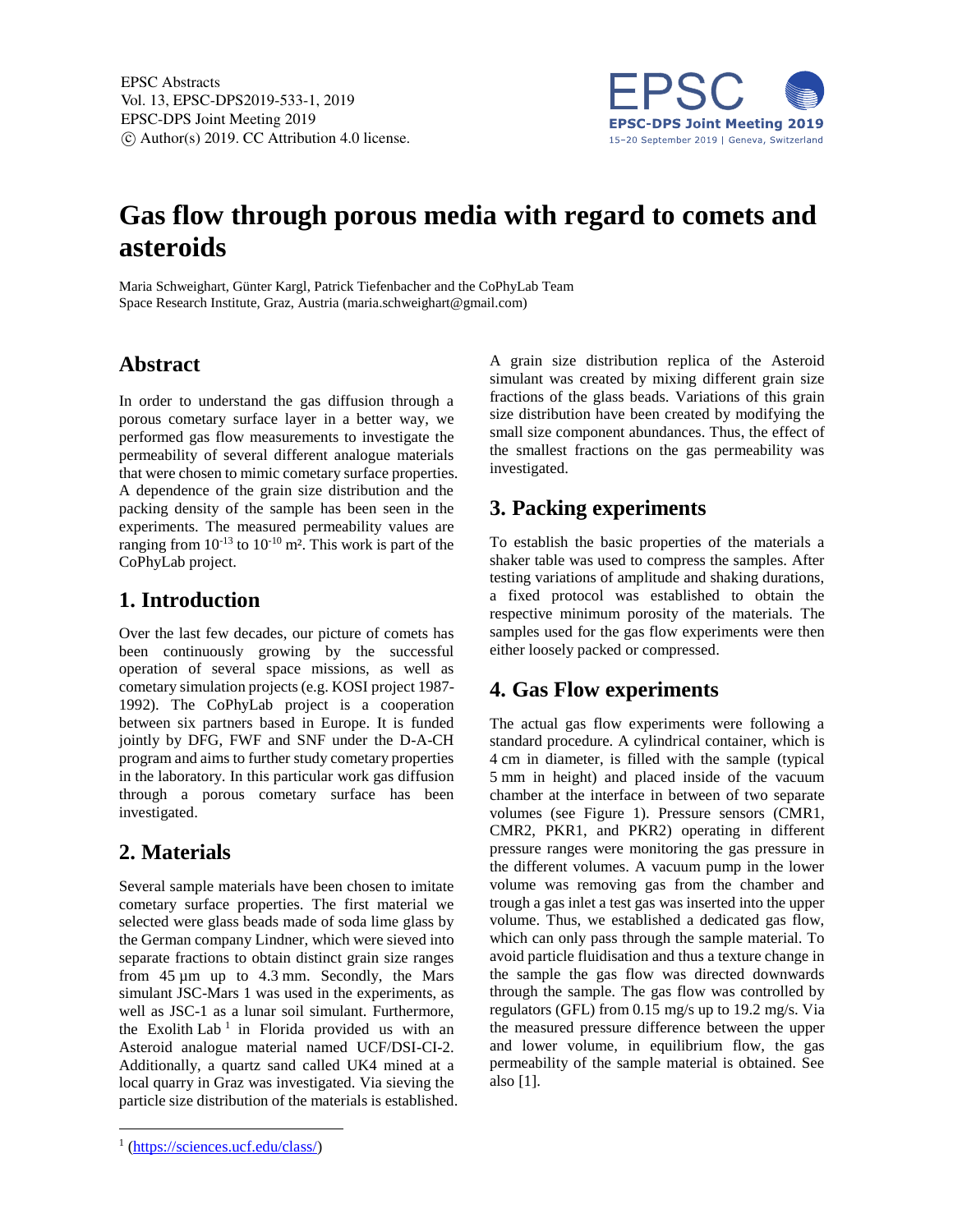# Gas flow through porous media with regard to comets and asteroids

Maria Schweighart, Günter Kargl, Patrick Tiefenbacher and the CoPhyLab Team
Space Research Institute, Graz, Austria (maria.schweighart@gmail.com)

## Abstract

In order to understand the gas diffusion through a porous cometary surface layer in a better way, we performed gas flow measurements to investigate the permeability of several different analogue materials that were chosen to mimic cometary surface properties. A dependence of the grain size distribution and the packing density of the sample has been seen in the experiments. The measured permeability values are ranging from $10^{-13}$ to $10^{-10}$ m². This work is part of the CoPhyLab project.

## 1. Introduction

Over the last few decades, our picture of comets has been continuously growing by the successful operation of several space missions, as well as cometary simulation projects (e.g. KOSI project 1987-1992). The CoPhyLab project is a cooperation between six partners based in Europe. It is funded jointly by DFG, FWF and SNF under the D-A-CH program and aims to further study cometary properties in the laboratory. In this particular work gas diffusion through a porous cometary surface has been investigated.

## 2. Materials

Several sample materials have been chosen to imitate cometary surface properties. The first material we selected were glass beads made of soda lime glass by the German company Lindner, which were sieved into separate fractions to obtain distinct grain size ranges from 45 µm up to 4.3 mm. Secondly, the Mars simulant JSC-Mars 1 was used in the experiments, as well as JSC-1 as a lunar soil simulant. Furthermore, the Exolith Lab [1] in Florida provided us with an Asteroid analogue material named UCF/DSI-CI-2. Additionally, a quartz sand called UK4 mined at a local quarry in Graz was investigated. Via sieving the particle size distribution of the materials is established.

A grain size distribution replica of the Asteroid simulant was created by mixing different grain size fractions of the glass beads. Variations of this grain size distribution have been created by modifying the small size component abundances. Thus, the effect of the smallest fractions on the gas permeability was investigated.

## 3. Packing experiments

To establish the basic properties of the materials a shaker table was used to compress the samples. After testing variations of amplitude and shaking durations, a fixed protocol was established to obtain the respective minimum porosity of the materials. The samples used for the gas flow experiments were then either loosely packed or compressed.

## 4. Gas Flow experiments

The actual gas flow experiments were following a standard procedure. A cylindrical container, which is 4 cm in diameter, is filled with the sample (typical 5 mm in height) and placed inside of the vacuum chamber at the interface in between of two separate volumes (see Figure 1). Pressure sensors (CMR1, CMR2, PKR1, and PKR2) operating in different pressure ranges were monitoring the gas pressure in the different volumes. A vacuum pump in the lower volume was removing gas from the chamber and trough a gas inlet a test gas was inserted into the upper volume. Thus, we established a dedicated gas flow, which can only pass through the sample material. To avoid particle fluidisation and thus a texture change in the sample the gas flow was directed downwards through the sample. The gas flow was controlled by regulators (GFL) from 0.15 mg/s up to 19.2 mg/s. Via the measured pressure difference between the upper and lower volume, in equilibrium flow, the gas permeability of the sample material is obtained. See also [1].

---

[1] (https://sciences.ucf.edu/class/)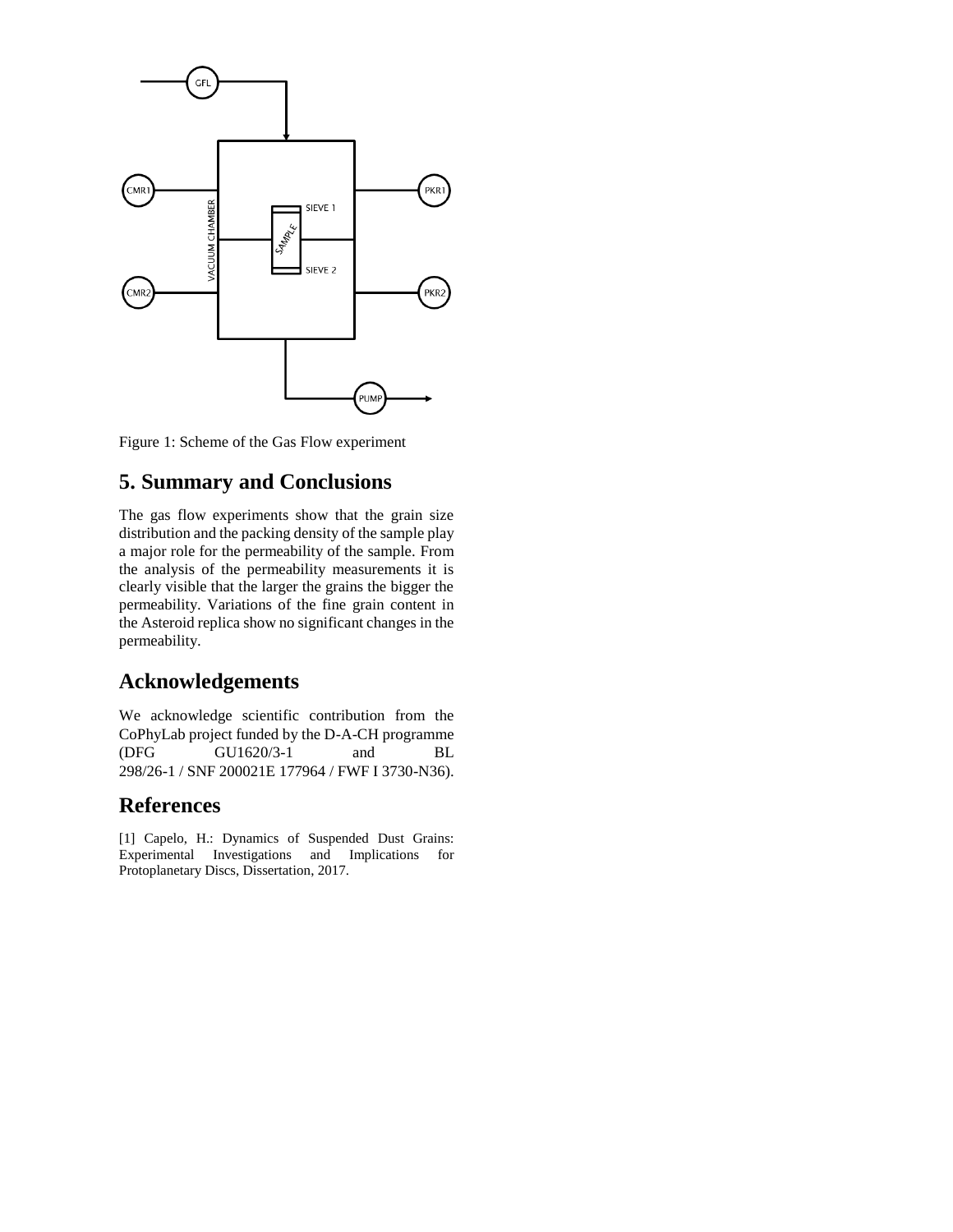GFL

CMR1

PKR1

VACUUM CHAMBER

SIEVE 1

SAMPLE

SIEVE 2

CMR2

PKR2

PUMP

Figure 1: Scheme of the Gas Flow experiment

## 5. Summary and Conclusions

The gas flow experiments show that the grain size distribution and the packing density of the sample play a major role for the permeability of the sample. From the analysis of the permeability measurements it is clearly visible that the larger the grains the bigger the permeability. Variations of the fine grain content in the Asteroid replica show no significant changes in the permeability.

## Acknowledgements

We acknowledge scientific contribution from the CoPhyLab project funded by the D-A-CH programme (DFG GU1620/3-1 and BL 298/26-1 / SNF 200021E 177964 / FWF I 3730-N36).

## References

[1] Capelo, H.: Dynamics of Suspended Dust Grains: Experimental Investigations and Implications for Protoplanetary Discs, Dissertation, 2017.